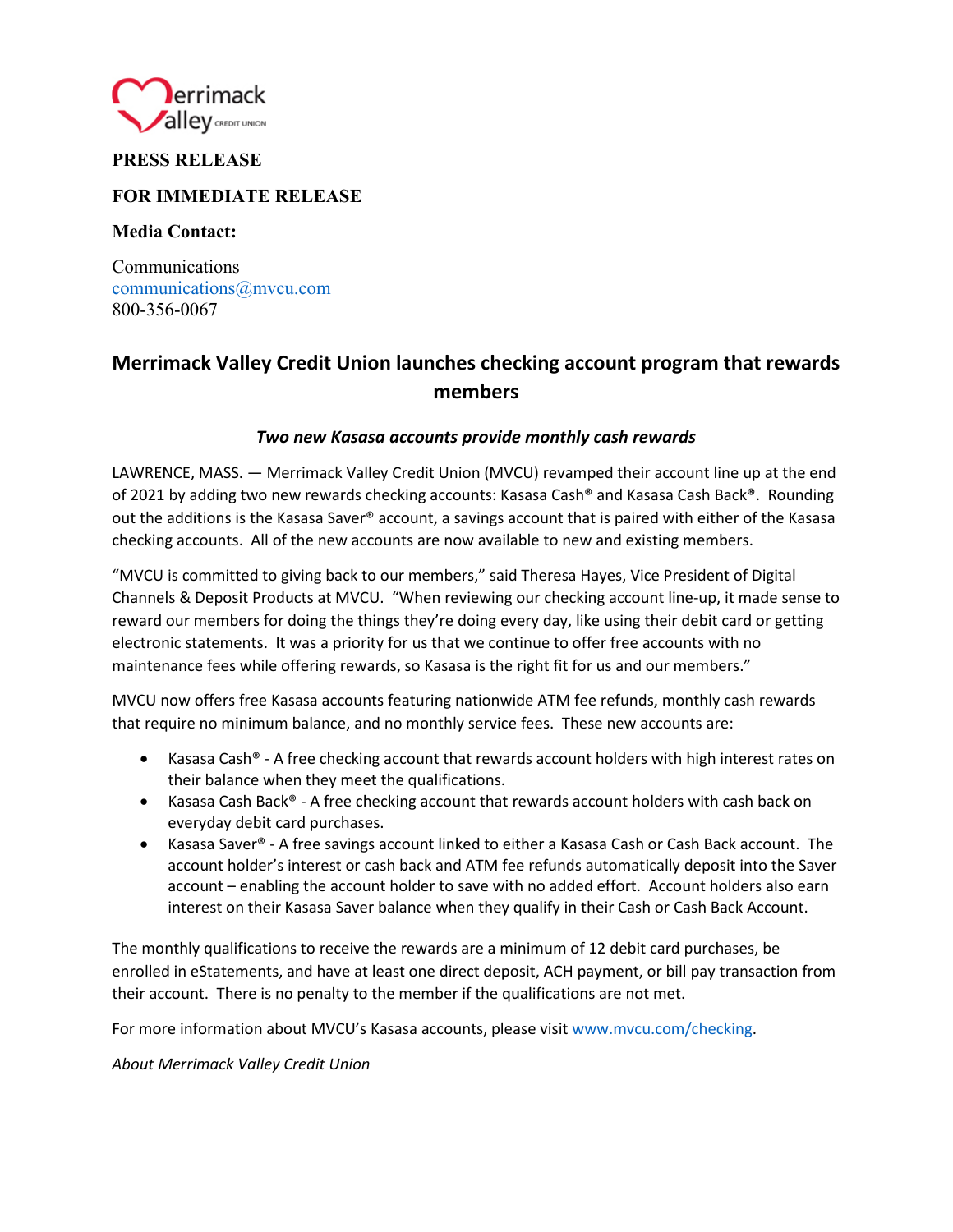**PRESS RELEASE**

**FOR IMMEDIATE RELEASE**

**Media Contact:**

Communications
communications@mvcu.com
800-356-0067

# Merrimack Valley Credit Union launches checking account program that rewards members

***Two new Kasasa accounts provide monthly cash rewards***

LAWRENCE, MASS. — Merrimack Valley Credit Union (MVCU) revamped their account line up at the end of 2021 by adding two new rewards checking accounts: Kasasa Cash® and Kasasa Cash Back®. Rounding out the additions is the Kasasa Saver® account, a savings account that is paired with either of the Kasasa checking accounts. All of the new accounts are now available to new and existing members.

"MVCU is committed to giving back to our members," said Theresa Hayes, Vice President of Digital Channels & Deposit Products at MVCU. "When reviewing our checking account line-up, it made sense to reward our members for doing the things they're doing every day, like using their debit card or getting electronic statements. It was a priority for us that we continue to offer free accounts with no maintenance fees while offering rewards, so Kasasa is the right fit for us and our members."

MVCU now offers free Kasasa accounts featuring nationwide ATM fee refunds, monthly cash rewards that require no minimum balance, and no monthly service fees. These new accounts are:

- Kasasa Cash® - A free checking account that rewards account holders with high interest rates on their balance when they meet the qualifications.
- Kasasa Cash Back® - A free checking account that rewards account holders with cash back on everyday debit card purchases.
- Kasasa Saver® - A free savings account linked to either a Kasasa Cash or Cash Back account. The account holder's interest or cash back and ATM fee refunds automatically deposit into the Saver account – enabling the account holder to save with no added effort. Account holders also earn interest on their Kasasa Saver balance when they qualify in their Cash or Cash Back Account.

The monthly qualifications to receive the rewards are a minimum of 12 debit card purchases, be enrolled in eStatements, and have at least one direct deposit, ACH payment, or bill pay transaction from their account. There is no penalty to the member if the qualifications are not met.

For more information about MVCU's Kasasa accounts, please visit www.mvcu.com/checking.

*About Merrimack Valley Credit Union*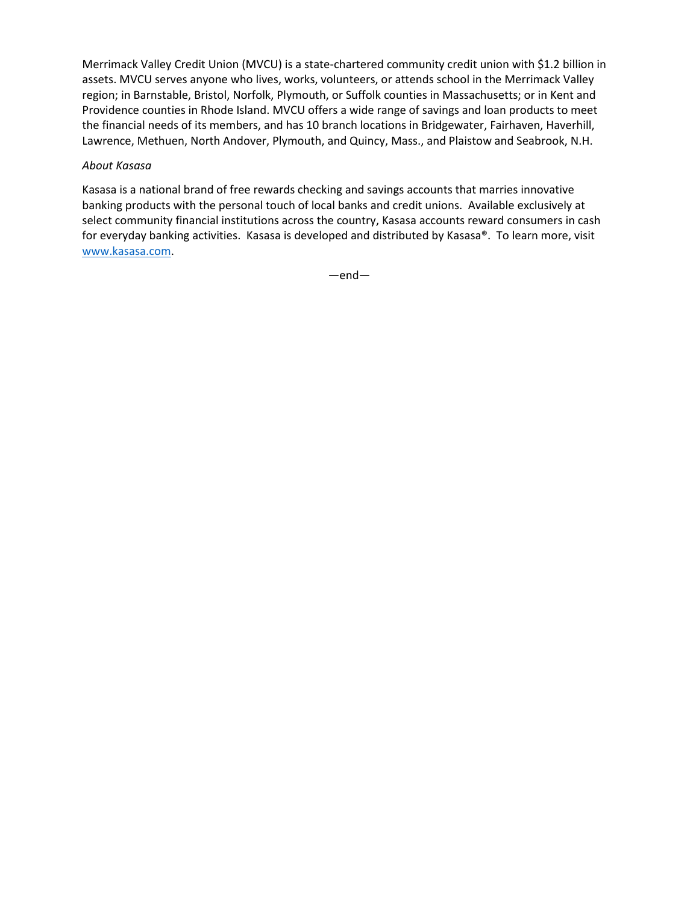Merrimack Valley Credit Union (MVCU) is a state-chartered community credit union with $1.2 billion in assets. MVCU serves anyone who lives, works, volunteers, or attends school in the Merrimack Valley region; in Barnstable, Bristol, Norfolk, Plymouth, or Suffolk counties in Massachusetts; or in Kent and Providence counties in Rhode Island. MVCU offers a wide range of savings and loan products to meet the financial needs of its members, and has 10 branch locations in Bridgewater, Fairhaven, Haverhill, Lawrence, Methuen, North Andover, Plymouth, and Quincy, Mass., and Plaistow and Seabrook, N.H.

*About Kasasa*

Kasasa is a national brand of free rewards checking and savings accounts that marries innovative banking products with the personal touch of local banks and credit unions. Available exclusively at select community financial institutions across the country, Kasasa accounts reward consumers in cash for everyday banking activities. Kasasa is developed and distributed by Kasasa®. To learn more, visit www.kasasa.com.

—end—